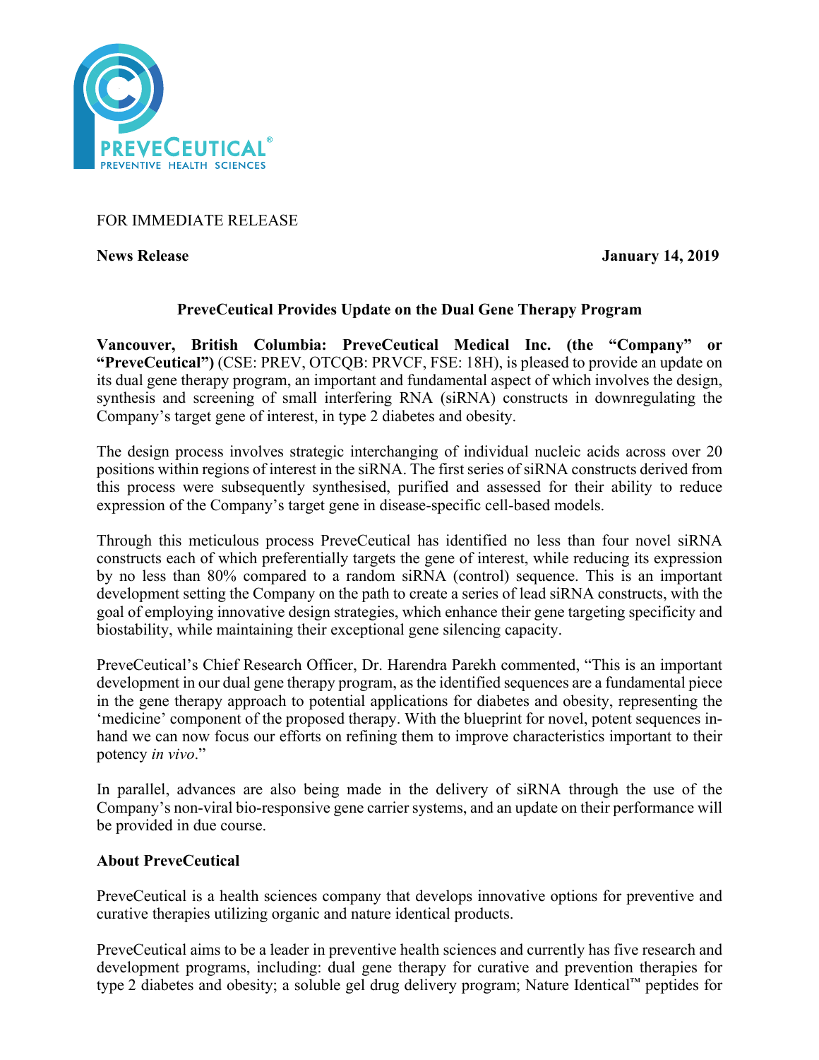FOR IMMEDIATE RELEASE

**News Release** **January 14, 2019**

## PreveCeutical Provides Update on the Dual Gene Therapy Program

**Vancouver, British Columbia: PreveCeutical Medical Inc. (the "Company" or "PreveCeutical")** (CSE: PREV, OTCQB: PRVCF, FSE: 18H), is pleased to provide an update on its dual gene therapy program, an important and fundamental aspect of which involves the design, synthesis and screening of small interfering RNA (siRNA) constructs in downregulating the Company's target gene of interest, in type 2 diabetes and obesity.

The design process involves strategic interchanging of individual nucleic acids across over 20 positions within regions of interest in the siRNA. The first series of siRNA constructs derived from this process were subsequently synthesised, purified and assessed for their ability to reduce expression of the Company's target gene in disease-specific cell-based models.

Through this meticulous process PreveCeutical has identified no less than four novel siRNA constructs each of which preferentially targets the gene of interest, while reducing its expression by no less than 80% compared to a random siRNA (control) sequence. This is an important development setting the Company on the path to create a series of lead siRNA constructs, with the goal of employing innovative design strategies, which enhance their gene targeting specificity and biostability, while maintaining their exceptional gene silencing capacity.

PreveCeutical's Chief Research Officer, Dr. Harendra Parekh commented, "This is an important development in our dual gene therapy program, as the identified sequences are a fundamental piece in the gene therapy approach to potential applications for diabetes and obesity, representing the 'medicine' component of the proposed therapy. With the blueprint for novel, potent sequences in-hand we can now focus our efforts on refining them to improve characteristics important to their potency *in vivo*."

In parallel, advances are also being made in the delivery of siRNA through the use of the Company's non-viral bio-responsive gene carrier systems, and an update on their performance will be provided in due course.

### About PreveCeutical

PreveCeutical is a health sciences company that develops innovative options for preventive and curative therapies utilizing organic and nature identical products.

PreveCeutical aims to be a leader in preventive health sciences and currently has five research and development programs, including: dual gene therapy for curative and prevention therapies for type 2 diabetes and obesity; a soluble gel drug delivery program; Nature Identical™ peptides for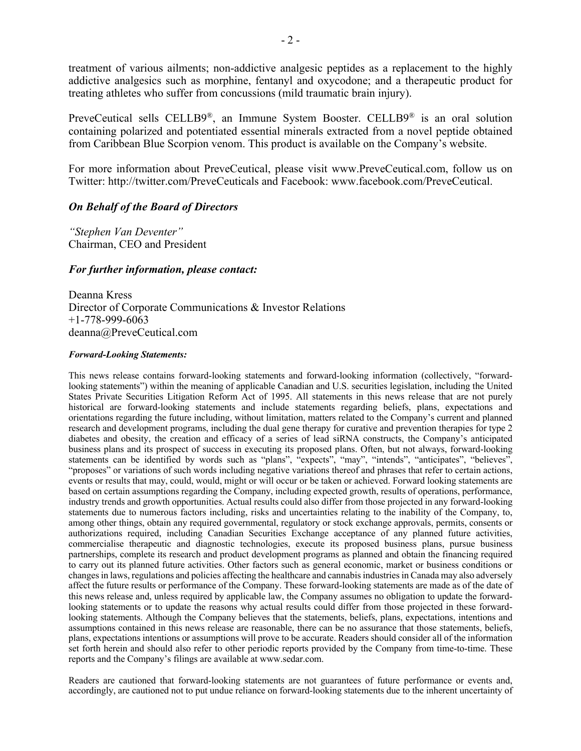treatment of various ailments; non-addictive analgesic peptides as a replacement to the highly addictive analgesics such as morphine, fentanyl and oxycodone; and a therapeutic product for treating athletes who suffer from concussions (mild traumatic brain injury).

PreveCeutical sells CELLB9®, an Immune System Booster. CELLB9® is an oral solution containing polarized and potentiated essential minerals extracted from a novel peptide obtained from Caribbean Blue Scorpion venom. This product is available on the Company's website.

For more information about PreveCeutical, please visit www.PreveCeutical.com, follow us on Twitter: http://twitter.com/PreveCeuticals and Facebook: www.facebook.com/PreveCeutical.

***On Behalf of the Board of Directors***

*"Stephen Van Deventer"*
Chairman, CEO and President

***For further information, please contact:***

Deanna Kress
Director of Corporate Communications & Investor Relations
+1-778-999-6063
deanna@PreveCeutical.com

***Forward-Looking Statements:***

This news release contains forward-looking statements and forward-looking information (collectively, "forward-looking statements") within the meaning of applicable Canadian and U.S. securities legislation, including the United States Private Securities Litigation Reform Act of 1995. All statements in this news release that are not purely historical are forward-looking statements and include statements regarding beliefs, plans, expectations and orientations regarding the future including, without limitation, matters related to the Company's current and planned research and development programs, including the dual gene therapy for curative and prevention therapies for type 2 diabetes and obesity, the creation and efficacy of a series of lead siRNA constructs, the Company's anticipated business plans and its prospect of success in executing its proposed plans. Often, but not always, forward-looking statements can be identified by words such as "plans", "expects", "may", "intends", "anticipates", "believes", "proposes" or variations of such words including negative variations thereof and phrases that refer to certain actions, events or results that may, could, would, might or will occur or be taken or achieved. Forward looking statements are based on certain assumptions regarding the Company, including expected growth, results of operations, performance, industry trends and growth opportunities. Actual results could also differ from those projected in any forward-looking statements due to numerous factors including, risks and uncertainties relating to the inability of the Company, to, among other things, obtain any required governmental, regulatory or stock exchange approvals, permits, consents or authorizations required, including Canadian Securities Exchange acceptance of any planned future activities, commercialise therapeutic and diagnostic technologies, execute its proposed business plans, pursue business partnerships, complete its research and product development programs as planned and obtain the financing required to carry out its planned future activities. Other factors such as general economic, market or business conditions or changes in laws, regulations and policies affecting the healthcare and cannabis industries in Canada may also adversely affect the future results or performance of the Company. These forward-looking statements are made as of the date of this news release and, unless required by applicable law, the Company assumes no obligation to update the forward-looking statements or to update the reasons why actual results could differ from those projected in these forward-looking statements. Although the Company believes that the statements, beliefs, plans, expectations, intentions and assumptions contained in this news release are reasonable, there can be no assurance that those statements, beliefs, plans, expectations intentions or assumptions will prove to be accurate. Readers should consider all of the information set forth herein and should also refer to other periodic reports provided by the Company from time-to-time. These reports and the Company's filings are available at www.sedar.com.

Readers are cautioned that forward-looking statements are not guarantees of future performance or events and, accordingly, are cautioned not to put undue reliance on forward-looking statements due to the inherent uncertainty of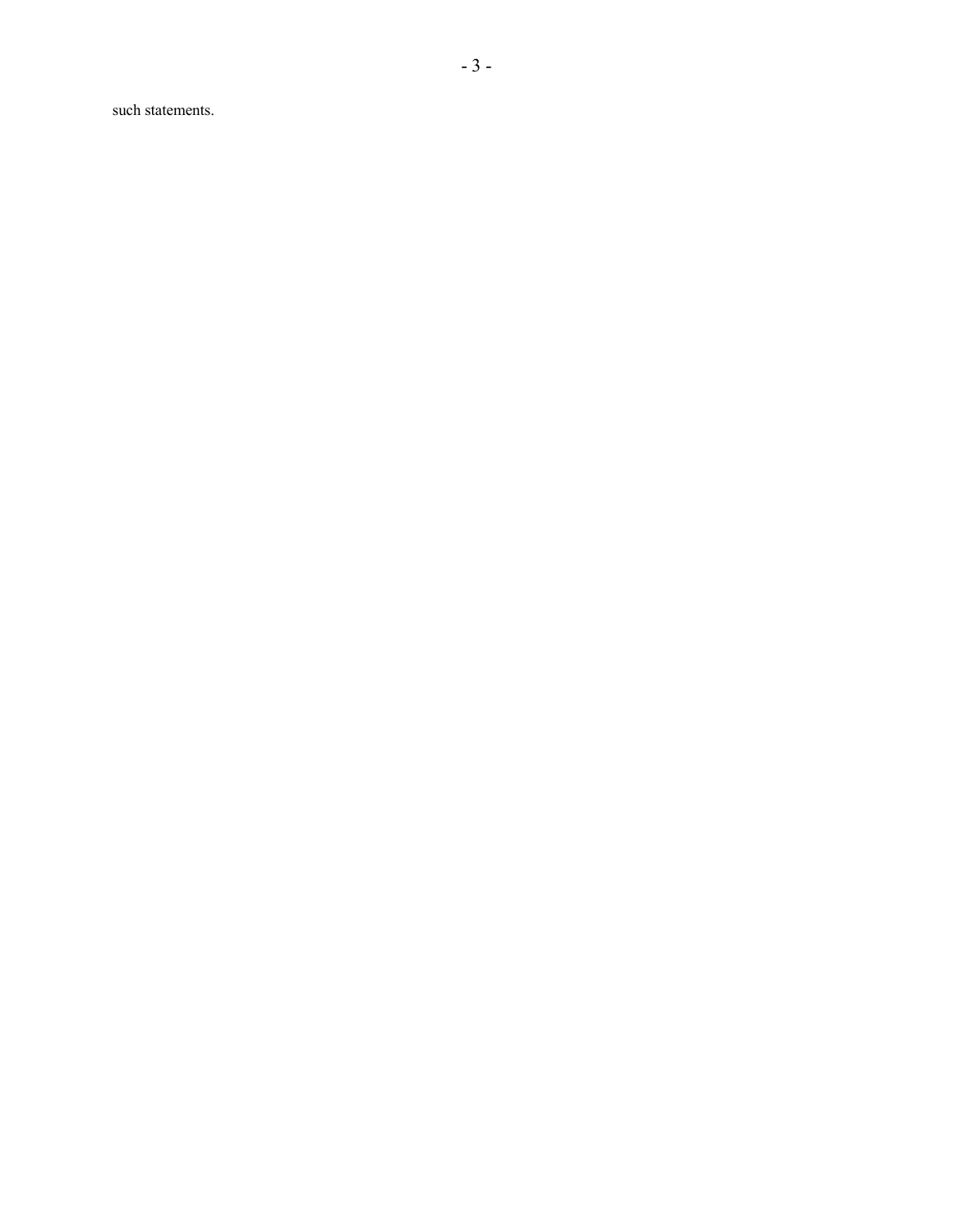such statements.